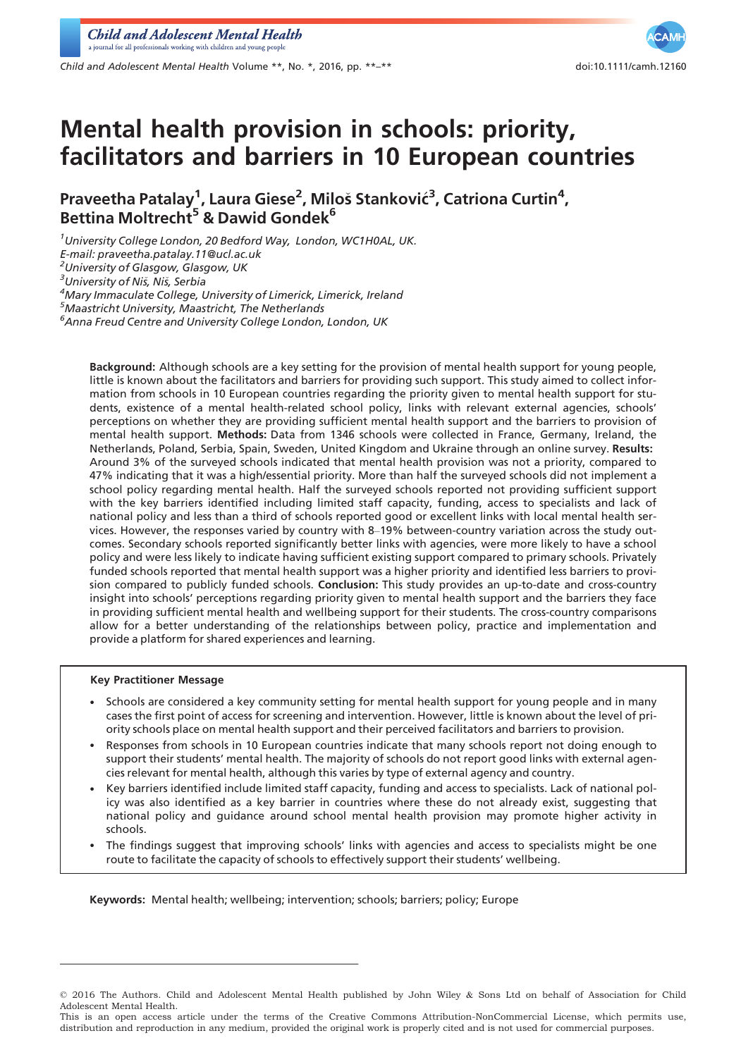# Mental health provision in schools: priority, facilitators and barriers in 10 European countries

**Praveetha Patalay[1], Laura Giese[2], Miloš Stanković[3], Catriona Curtin[4], Bettina Moltrecht[5] & Dawid Gondek[6]**

[1]*University College London, 20 Bedford Way, London, WC1H0AL, UK.*
*E-mail: praveetha.patalay.11@ucl.ac.uk*
[2]*University of Glasgow, Glasgow, UK*
[3]*University of Niš, Niš, Serbia*
[4]*Mary Immaculate College, University of Limerick, Limerick, Ireland*
[5]*Maastricht University, Maastricht, The Netherlands*
[6]*Anna Freud Centre and University College London, London, UK*

**Background:** Although schools are a key setting for the provision of mental health support for young people, little is known about the facilitators and barriers for providing such support. This study aimed to collect information from schools in 10 European countries regarding the priority given to mental health support for students, existence of a mental health-related school policy, links with relevant external agencies, schools' perceptions on whether they are providing sufficient mental health support and the barriers to provision of mental health support. **Methods:** Data from 1346 schools were collected in France, Germany, Ireland, the Netherlands, Poland, Serbia, Spain, Sweden, United Kingdom and Ukraine through an online survey. **Results:** Around 3% of the surveyed schools indicated that mental health provision was not a priority, compared to 47% indicating that it was a high/essential priority. More than half the surveyed schools did not implement a school policy regarding mental health. Half the surveyed schools reported not providing sufficient support with the key barriers identified including limited staff capacity, funding, access to specialists and lack of national policy and less than a third of schools reported good or excellent links with local mental health services. However, the responses varied by country with 8–19% between-country variation across the study outcomes. Secondary schools reported significantly better links with agencies, were more likely to have a school policy and were less likely to indicate having sufficient existing support compared to primary schools. Privately funded schools reported that mental health support was a higher priority and identified less barriers to provision compared to publicly funded schools. **Conclusion:** This study provides an up-to-date and cross-country insight into schools' perceptions regarding priority given to mental health support and the barriers they face in providing sufficient mental health and wellbeing support for their students. The cross-country comparisons allow for a better understanding of the relationships between policy, practice and implementation and provide a platform for shared experiences and learning.

**Key Practitioner Message**

- Schools are considered a key community setting for mental health support for young people and in many cases the first point of access for screening and intervention. However, little is known about the level of priority schools place on mental health support and their perceived facilitators and barriers to provision.
- Responses from schools in 10 European countries indicate that many schools report not doing enough to support their students' mental health. The majority of schools do not report good links with external agencies relevant for mental health, although this varies by type of external agency and country.
- Key barriers identified include limited staff capacity, funding and access to specialists. Lack of national policy was also identified as a key barrier in countries where these do not already exist, suggesting that national policy and guidance around school mental health provision may promote higher activity in schools.
- The findings suggest that improving schools' links with agencies and access to specialists might be one route to facilitate the capacity of schools to effectively support their students' wellbeing.

**Keywords:** Mental health; wellbeing; intervention; schools; barriers; policy; Europe

© 2016 The Authors. Child and Adolescent Mental Health published by John Wiley & Sons Ltd on behalf of Association for Child Adolescent Mental Health.
This is an open access article under the terms of the Creative Commons Attribution-NonCommercial License, which permits use, distribution and reproduction in any medium, provided the original work is properly cited and is not used for commercial purposes.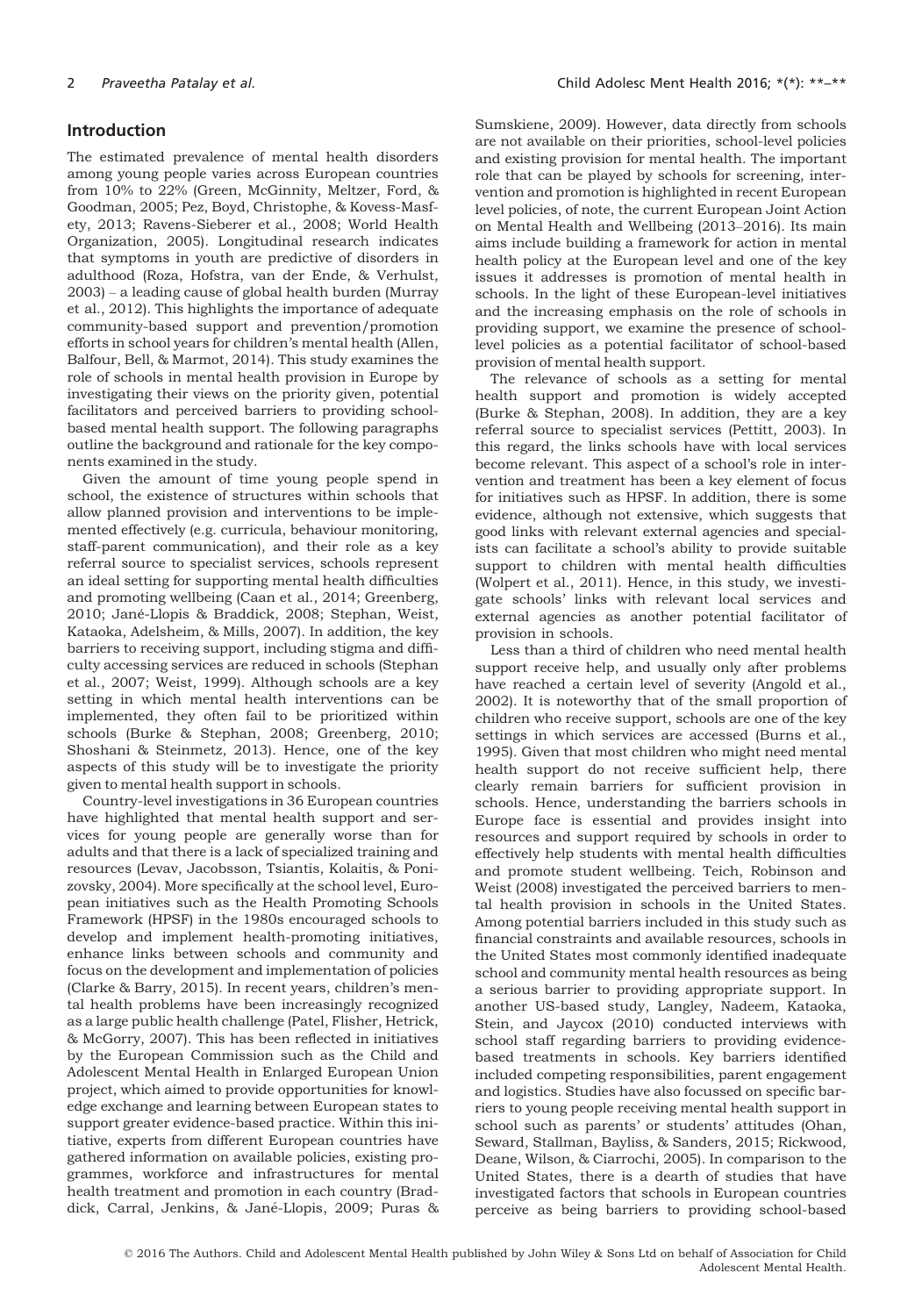## Introduction

The estimated prevalence of mental health disorders among young people varies across European countries from 10% to 22% (Green, McGinnity, Meltzer, Ford, & Goodman, 2005; Pez, Boyd, Christophe, & Kovess-Masfety, 2013; Ravens-Sieberer et al., 2008; World Health Organization, 2005). Longitudinal research indicates that symptoms in youth are predictive of disorders in adulthood (Roza, Hofstra, van der Ende, & Verhulst, 2003) – a leading cause of global health burden (Murray et al., 2012). This highlights the importance of adequate community-based support and prevention/promotion efforts in school years for children's mental health (Allen, Balfour, Bell, & Marmot, 2014). This study examines the role of schools in mental health provision in Europe by investigating their views on the priority given, potential facilitators and perceived barriers to providing school-based mental health support. The following paragraphs outline the background and rationale for the key components examined in the study.

Given the amount of time young people spend in school, the existence of structures within schools that allow planned provision and interventions to be implemented effectively (e.g. curricula, behaviour monitoring, staff-parent communication), and their role as a key referral source to specialist services, schools represent an ideal setting for supporting mental health difficulties and promoting wellbeing (Caan et al., 2014; Greenberg, 2010; Jané-Llopis & Braddick, 2008; Stephan, Weist, Kataoka, Adelsheim, & Mills, 2007). In addition, the key barriers to receiving support, including stigma and difficulty accessing services are reduced in schools (Stephan et al., 2007; Weist, 1999). Although schools are a key setting in which mental health interventions can be implemented, they often fail to be prioritized within schools (Burke & Stephan, 2008; Greenberg, 2010; Shoshani & Steinmetz, 2013). Hence, one of the key aspects of this study will be to investigate the priority given to mental health support in schools.

Country-level investigations in 36 European countries have highlighted that mental health support and services for young people are generally worse than for adults and that there is a lack of specialized training and resources (Levav, Jacobsson, Tsiantis, Kolaitis, & Ponizovsky, 2004). More specifically at the school level, European initiatives such as the Health Promoting Schools Framework (HPSF) in the 1980s encouraged schools to develop and implement health-promoting initiatives, enhance links between schools and community and focus on the development and implementation of policies (Clarke & Barry, 2015). In recent years, children's mental health problems have been increasingly recognized as a large public health challenge (Patel, Flisher, Hetrick, & McGorry, 2007). This has been reflected in initiatives by the European Commission such as the Child and Adolescent Mental Health in Enlarged European Union project, which aimed to provide opportunities for knowledge exchange and learning between European states to support greater evidence-based practice. Within this initiative, experts from different European countries have gathered information on available policies, existing programmes, workforce and infrastructures for mental health treatment and promotion in each country (Braddick, Carral, Jenkins, & Jané-Llopis, 2009; Puras & Sumskiene, 2009). However, data directly from schools are not available on their priorities, school-level policies and existing provision for mental health. The important role that can be played by schools for screening, intervention and promotion is highlighted in recent European level policies, of note, the current European Joint Action on Mental Health and Wellbeing (2013–2016). Its main aims include building a framework for action in mental health policy at the European level and one of the key issues it addresses is promotion of mental health in schools. In the light of these European-level initiatives and the increasing emphasis on the role of schools in providing support, we examine the presence of school-level policies as a potential facilitator of school-based provision of mental health support.

The relevance of schools as a setting for mental health support and promotion is widely accepted (Burke & Stephan, 2008). In addition, they are a key referral source to specialist services (Pettitt, 2003). In this regard, the links schools have with local services become relevant. This aspect of a school's role in intervention and treatment has been a key element of focus for initiatives such as HPSF. In addition, there is some evidence, although not extensive, which suggests that good links with relevant external agencies and specialists can facilitate a school's ability to provide suitable support to children with mental health difficulties (Wolpert et al., 2011). Hence, in this study, we investigate schools' links with relevant local services and external agencies as another potential facilitator of provision in schools.

Less than a third of children who need mental health support receive help, and usually only after problems have reached a certain level of severity (Angold et al., 2002). It is noteworthy that of the small proportion of children who receive support, schools are one of the key settings in which services are accessed (Burns et al., 1995). Given that most children who might need mental health support do not receive sufficient help, there clearly remain barriers for sufficient provision in schools. Hence, understanding the barriers schools in Europe face is essential and provides insight into resources and support required by schools in order to effectively help students with mental health difficulties and promote student wellbeing. Teich, Robinson and Weist (2008) investigated the perceived barriers to mental health provision in schools in the United States. Among potential barriers included in this study such as financial constraints and available resources, schools in the United States most commonly identified inadequate school and community mental health resources as being a serious barrier to providing appropriate support. In another US-based study, Langley, Nadeem, Kataoka, Stein, and Jaycox (2010) conducted interviews with school staff regarding barriers to providing evidence-based treatments in schools. Key barriers identified included competing responsibilities, parent engagement and logistics. Studies have also focussed on specific barriers to young people receiving mental health support in school such as parents' or students' attitudes (Ohan, Seward, Stallman, Bayliss, & Sanders, 2015; Rickwood, Deane, Wilson, & Ciarrochi, 2005). In comparison to the United States, there is a dearth of studies that have investigated factors that schools in European countries perceive as being barriers to providing school-based

© 2016 The Authors. Child and Adolescent Mental Health published by John Wiley & Sons Ltd on behalf of Association for Child Adolescent Mental Health.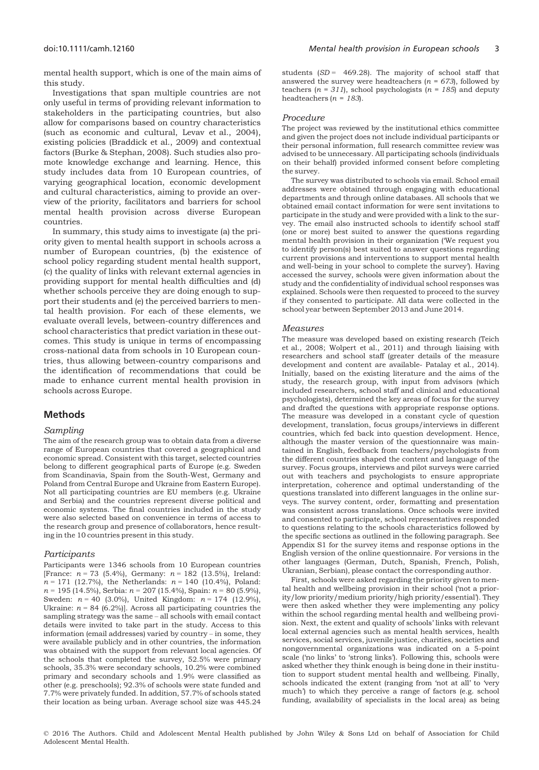mental health support, which is one of the main aims of this study.

Investigations that span multiple countries are not only useful in terms of providing relevant information to stakeholders in the participating countries, but also allow for comparisons based on country characteristics (such as economic and cultural, Levav et al., 2004), existing policies (Braddick et al., 2009) and contextual factors (Burke & Stephan, 2008). Such studies also promote knowledge exchange and learning. Hence, this study includes data from 10 European countries, of varying geographical location, economic development and cultural characteristics, aiming to provide an overview of the priority, facilitators and barriers for school mental health provision across diverse European countries.

In summary, this study aims to investigate (a) the priority given to mental health support in schools across a number of European countries, (b) the existence of school policy regarding student mental health support, (c) the quality of links with relevant external agencies in providing support for mental health difficulties and (d) whether schools perceive they are doing enough to support their students and (e) the perceived barriers to mental health provision. For each of these elements, we evaluate overall levels, between-country differences and school characteristics that predict variation in these outcomes. This study is unique in terms of encompassing cross-national data from schools in 10 European countries, thus allowing between-country comparisons and the identification of recommendations that could be made to enhance current mental health provision in schools across Europe.

## Methods

### Sampling

The aim of the research group was to obtain data from a diverse range of European countries that covered a geographical and economic spread. Consistent with this target, selected countries belong to different geographical parts of Europe (e.g. Sweden from Scandinavia, Spain from the South-West, Germany and Poland from Central Europe and Ukraine from Eastern Europe). Not all participating countries are EU members (e.g. Ukraine and Serbia) and the countries represent diverse political and economic systems. The final countries included in the study were also selected based on convenience in terms of access to the research group and presence of collaborators, hence resulting in the 10 countries present in this study.

### Participants

Participants were 1346 schools from 10 European countries [France: $n = 73$ (5.4%), Germany: $n = 182$ (13.5%), Ireland: $n = 171$ (12.7%), the Netherlands: $n = 140$ (10.4%), Poland: $n = 195$ (14.5%), Serbia: $n = 207$ (15.4%), Spain: $n = 80$ (5.9%), Sweden: $n = 40$ (3.0%), United Kingdom: $n = 174$ (12.9%), Ukraine: $n = 84$ (6.2%)]. Across all participating countries the sampling strategy was the same – all schools with email contact details were invited to take part in the study. Access to this information (email addresses) varied by country – in some, they were available publicly and in other countries, the information was obtained with the support from relevant local agencies. Of the schools that completed the survey, 52.5% were primary schools, 35.3% were secondary schools, 10.2% were combined primary and secondary schools and 1.9% were classified as other (e.g. preschools); 92.3% of schools were state funded and 7.7% were privately funded. In addition, 57.7% of schools stated their location as being urban. Average school size was 445.24 students ($SD = 469.28$). The majority of school staff that answered the survey were headteachers ($n = 673$), followed by teachers ($n = 311$), school psychologists ($n = 185$) and deputy headteachers ($n = 183$).

### Procedure

The project was reviewed by the institutional ethics committee and given the project does not include individual participants or their personal information, full research committee review was advised to be unnecessary. All participating schools (individuals on their behalf) provided informed consent before completing the survey.

The survey was distributed to schools via email. School email addresses were obtained through engaging with educational departments and through online databases. All schools that we obtained email contact information for were sent invitations to participate in the study and were provided with a link to the survey. The email also instructed schools to identify school staff (one or more) best suited to answer the questions regarding mental health provision in their organization ('We request you to identify person(s) best suited to answer questions regarding current provisions and interventions to support mental health and well-being in your school to complete the survey'). Having accessed the survey, schools were given information about the study and the confidentiality of individual school responses was explained. Schools were then requested to proceed to the survey if they consented to participate. All data were collected in the school year between September 2013 and June 2014.

### Measures

The measure was developed based on existing research (Teich et al., 2008; Wolpert et al., 2011) and through liaising with researchers and school staff (greater details of the measure development and content are available- Patalay et al., 2014). Initially, based on the existing literature and the aims of the study, the research group, with input from advisors (which included researchers, school staff and clinical and educational psychologists), determined the key areas of focus for the survey and drafted the questions with appropriate response options. The measure was developed in a constant cycle of question development, translation, focus groups/interviews in different countries, which fed back into question development. Hence, although the master version of the questionnaire was maintained in English, feedback from teachers/psychologists from the different countries shaped the content and language of the survey. Focus groups, interviews and pilot surveys were carried out with teachers and psychologists to ensure appropriate interpretation, coherence and optimal understanding of the questions translated into different languages in the online surveys. The survey content, order, formatting and presentation was consistent across translations. Once schools were invited and consented to participate, school representatives responded to questions relating to the schools characteristics followed by the specific sections as outlined in the following paragraph. See Appendix S1 for the survey items and response options in the English version of the online questionnaire. For versions in the other languages (German, Dutch, Spanish, French, Polish, Ukranian, Serbian), please contact the corresponding author.

First, schools were asked regarding the priority given to mental health and wellbeing provision in their school ('not a priority/low priority/medium priority/high priority/essential'). They were then asked whether they were implementing any policy within the school regarding mental health and wellbeing provision. Next, the extent and quality of schools' links with relevant local external agencies such as mental health services, health services, social services, juvenile justice, charities, societies and nongovernmental organizations was indicated on a 5-point scale ('no links' to 'strong links'). Following this, schools were asked whether they think enough is being done in their institution to support student mental health and wellbeing. Finally, schools indicated the extent (ranging from 'not at all' to 'very much') to which they perceive a range of factors (e.g. school funding, availability of specialists in the local area) as being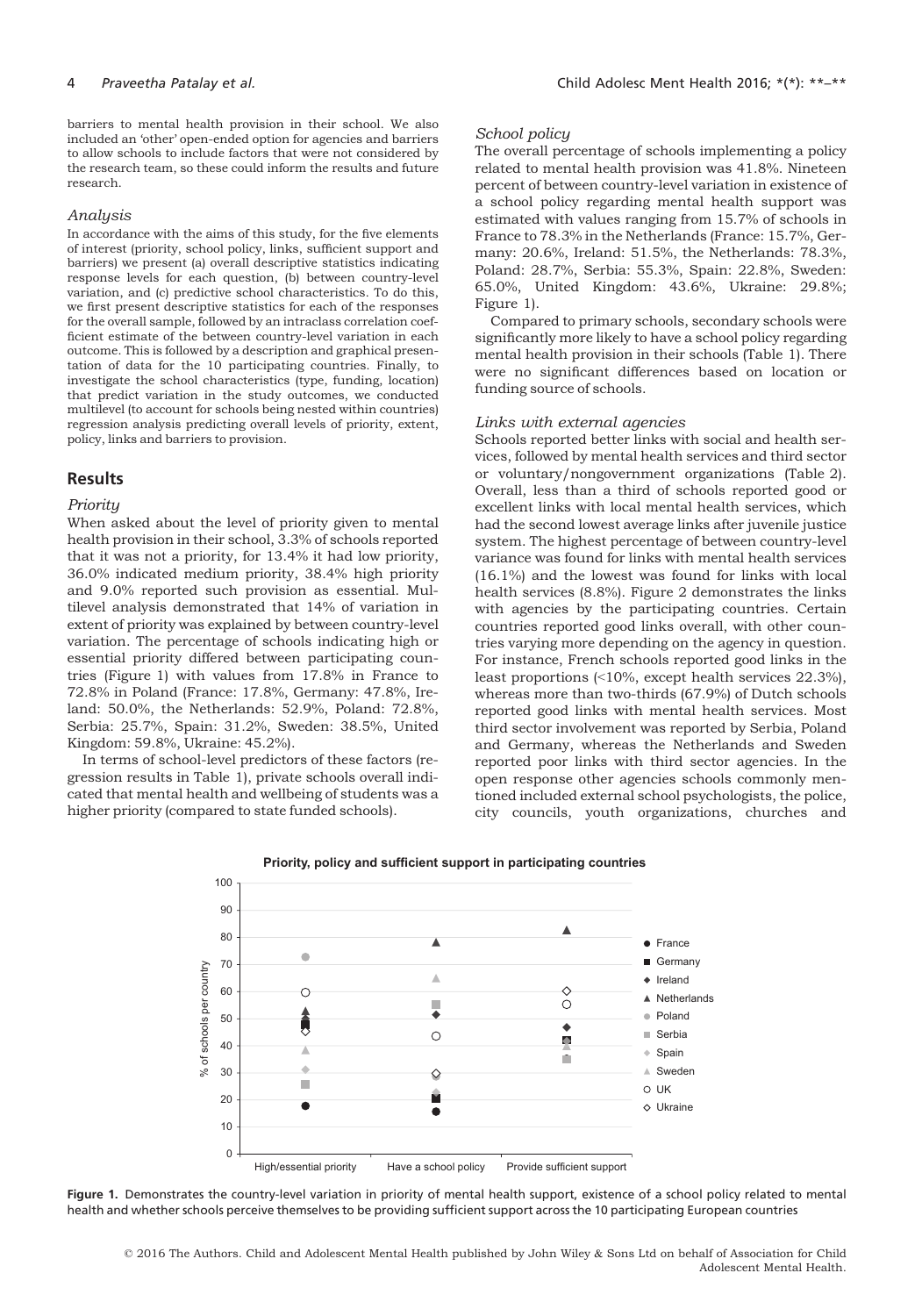barriers to mental health provision in their school. We also included an 'other' open-ended option for agencies and barriers to allow schools to include factors that were not considered by the research team, so these could inform the results and future research.

### *Analysis*

In accordance with the aims of this study, for the five elements of interest (priority, school policy, links, sufficient support and barriers) we present (a) overall descriptive statistics indicating response levels for each question, (b) between country-level variation, and (c) predictive school characteristics. To do this, we first present descriptive statistics for each of the responses for the overall sample, followed by an intraclass correlation coefficient estimate of the between country-level variation in each outcome. This is followed by a description and graphical presentation of data for the 10 participating countries. Finally, to investigate the school characteristics (type, funding, location) that predict variation in the study outcomes, we conducted multilevel (to account for schools being nested within countries) regression analysis predicting overall levels of priority, extent, policy, links and barriers to provision.

## Results

### *Priority*

When asked about the level of priority given to mental health provision in their school, 3.3% of schools reported that it was not a priority, for 13.4% it had low priority, 36.0% indicated medium priority, 38.4% high priority and 9.0% reported such provision as essential. Multilevel analysis demonstrated that 14% of variation in extent of priority was explained by between country-level variation. The percentage of schools indicating high or essential priority differed between participating countries (Figure 1) with values from 17.8% in France to 72.8% in Poland (France: 17.8%, Germany: 47.8%, Ireland: 50.0%, the Netherlands: 52.9%, Poland: 72.8%, Serbia: 25.7%, Spain: 31.2%, Sweden: 38.5%, United Kingdom: 59.8%, Ukraine: 45.2%).

In terms of school-level predictors of these factors (regression results in Table 1), private schools overall indicated that mental health and wellbeing of students was a higher priority (compared to state funded schools).

### *School policy*

The overall percentage of schools implementing a policy related to mental health provision was 41.8%. Nineteen percent of between country-level variation in existence of a school policy regarding mental health provision was estimated with values ranging from 15.7% of schools in France to 78.3% in the Netherlands (France: 15.7%, Germany: 20.6%, Ireland: 51.5%, the Netherlands: 78.3%, Poland: 28.7%, Serbia: 55.3%, Spain: 22.8%, Sweden: 65.0%, United Kingdom: 43.6%, Ukraine: 29.8%; Figure 1).

Compared to primary schools, secondary schools were significantly more likely to have a school policy regarding mental health provision in their schools (Table 1). There were no significant differences based on location or funding source of schools.

### *Links with external agencies*

Schools reported better links with social and health services, followed by mental health services and third sector or voluntary/nongovernment organizations (Table 2). Overall, less than a third of schools reported good or excellent links with local mental health services, which had the second lowest average links after juvenile justice system. The highest percentage of between country-level variance was found for links with mental health services (16.1%) and the lowest was found for links with local health services (8.8%). Figure 2 demonstrates the links with agencies by the participating countries. Certain countries reported good links overall, with other countries varying more depending on the agency in question. For instance, French schools reported good links in the least proportions (<10%, except health services 22.3%), whereas more than two-thirds (67.9%) of Dutch schools reported good links with mental health services. Most third sector involvement was reported by Serbia, Poland and Germany, whereas the Netherlands and Sweden reported poor links with third sector agencies. In the open response other agencies schools commonly mentioned included external school psychologists, the police, city councils, youth organizations, churches and

**Figure 1.** Demonstrates the country-level variation in priority of mental health support, existence of a school policy related to mental health and whether schools perceive themselves to be providing sufficient support across the 10 participating European countries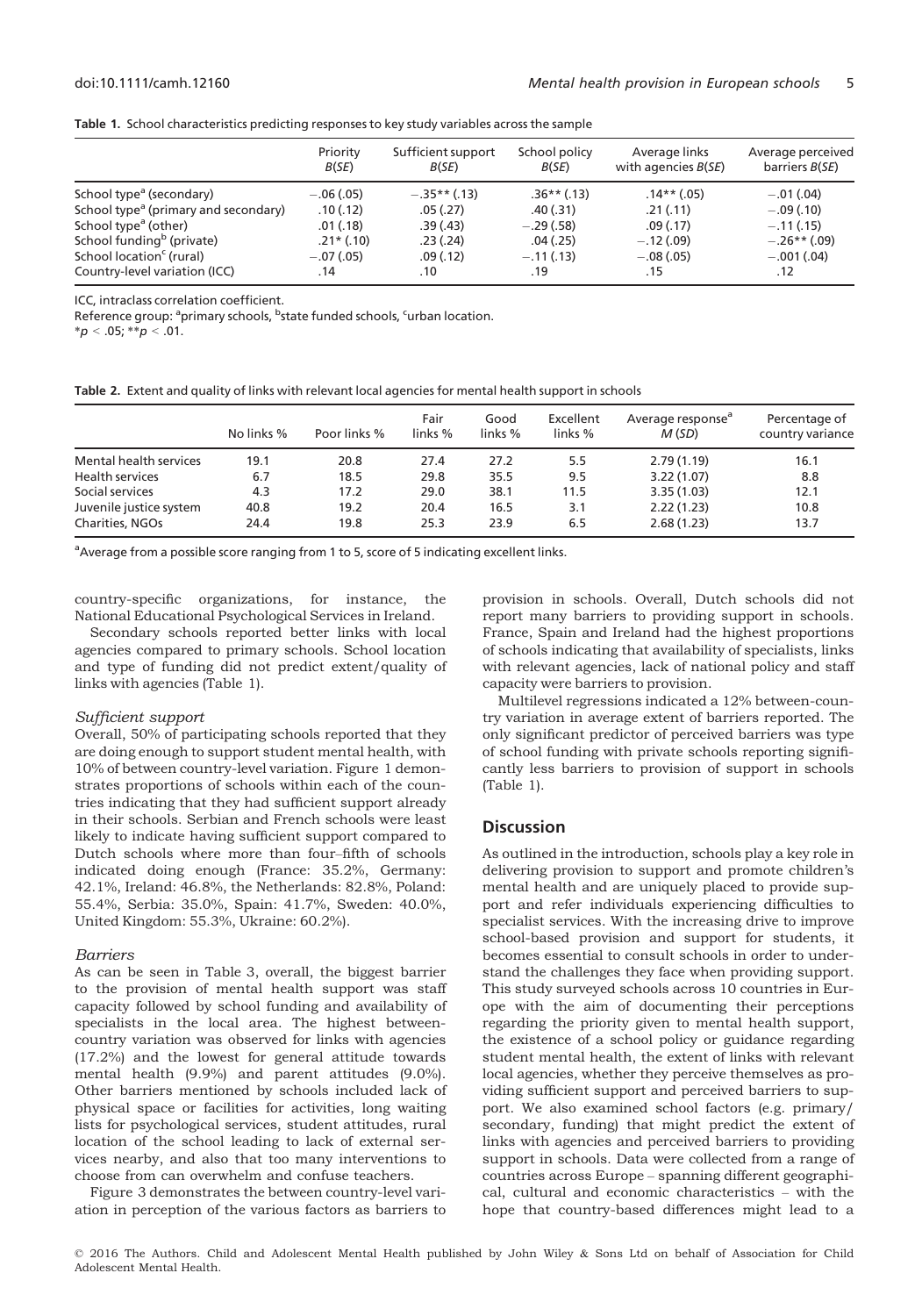**Table 1.** School characteristics predicting responses to key study variables across the sample

| | Priority $B(SE)$ | Sufficient support $B(SE)$ | School policy $B(SE)$ | Average links with agencies $B(SE)$ | Average perceived barriers $B(SE)$ |
|---|---|---|---|---|---|
| School type[a] (secondary) | −.06 (.05) | −.35** (.13) | .36** (.13) | .14** (.05) | −.01 (.04) |
| School type[a] (primary and secondary) | .10 (.12) | .05 (.27) | .40 (.31) | .21 (.11) | −.09 (.10) |
| School type[a] (other) | .01 (.18) | .39 (.43) | −.29 (.58) | .09 (.17) | −.11 (.15) |
| School funding[b] (private) | .21* (.10) | .23 (.24) | .04 (.25) | −.12 (.09) | −.26** (.09) |
| School location[c] (rural) | −.07 (.05) | .09 (.12) | −.11 (.13) | −.08 (.05) | −.001 (.04) |
| Country-level variation (ICC) | .14 | .10 | .19 | .15 | .12 |

ICC, intraclass correlation coefficient.
Reference group: [a]primary schools, [b]state funded schools, [c]urban location.
$^{*}p < .05$; $^{**}p < .01$.

**Table 2.** Extent and quality of links with relevant local agencies for mental health support in schools

| | No links % | Poor links % | Fair links % | Good links % | Excellent links % | Average response[a] $M$ (SD) | Percentage of country variance |
|---|---|---|---|---|---|---|---|
| Mental health services | 19.1 | 20.8 | 27.4 | 27.2 | 5.5 | 2.79 (1.19) | 16.1 |
| Health services | 6.7 | 18.5 | 29.8 | 35.5 | 9.5 | 3.22 (1.07) | 8.8 |
| Social services | 4.3 | 17.2 | 29.0 | 38.1 | 11.5 | 3.35 (1.03) | 12.1 |
| Juvenile justice system | 40.8 | 19.2 | 20.4 | 16.5 | 3.1 | 2.22 (1.23) | 10.8 |
| Charities, NGOs | 24.4 | 19.8 | 25.3 | 23.9 | 6.5 | 2.68 (1.23) | 13.7 |

[a]Average from a possible score ranging from 1 to 5, score of 5 indicating excellent links.

country-specific organizations, for instance, the National Educational Psychological Services in Ireland.

Secondary schools reported better links with local agencies compared to primary schools. School location and type of funding did not predict extent/quality of links with agencies (Table 1).

### *Sufficient support*

Overall, 50% of participating schools reported that they are doing enough to support student mental health, with 10% of between country-level variation. Figure 1 demonstrates proportions of schools within each of the countries indicating that they had sufficient support already in their schools. Serbian and French schools were least likely to indicate having sufficient support compared to Dutch schools where more than four–fifth of schools indicated doing enough (France: 35.2%, Germany: 42.1%, Ireland: 46.8%, the Netherlands: 82.8%, Poland: 55.4%, Serbia: 35.0%, Spain: 41.7%, Sweden: 40.0%, United Kingdom: 55.3%, Ukraine: 60.2%).

### *Barriers*

As can be seen in Table 3, overall, the biggest barrier to the provision of mental health support was staff capacity followed by school funding and availability of specialists in the local area. The highest between-country variation was observed for links with agencies (17.2%) and the lowest for general attitude towards mental health (9.9%) and parent attitudes (9.0%). Other barriers mentioned by schools included lack of physical space or facilities for activities, long waiting lists for psychological services, student attitudes, rural location of the school leading to lack of external services nearby, and also that too many interventions to choose from can overwhelm and confuse teachers.

Figure 3 demonstrates the between country-level variation in perception of the various factors as barriers to provision in schools. Overall, Dutch schools did not report many barriers to providing support in schools. France, Spain and Ireland had the highest proportions of schools indicating that availability of specialists, links with relevant agencies, lack of national policy and staff capacity were barriers to provision.

Multilevel regressions indicated a 12% between-country variation in average extent of barriers reported. The only significant predictor of perceived barriers was type of school funding with private schools reporting significantly less barriers to provision of support in schools (Table 1).

## Discussion

As outlined in the introduction, schools play a key role in delivering provision to support and promote children's mental health and are uniquely placed to provide support and refer individuals experiencing difficulties to specialist services. With the increasing drive to improve school-based provision and support for students, it becomes essential to consult schools in order to understand the challenges they face when providing support. This study surveyed schools across 10 countries in Europe with the aim of documenting their perceptions regarding the priority given to mental health support, the existence of a school policy or guidance regarding student mental health, the extent of links with relevant local agencies, whether they perceive themselves as providing sufficient support and perceived barriers to support. We also examined school factors (e.g. primary/secondary, funding) that might predict the extent of links with agencies and perceived barriers to providing support in schools. Data were collected from a range of countries across Europe – spanning different geographical, cultural and economic characteristics – with the hope that country-based differences might lead to a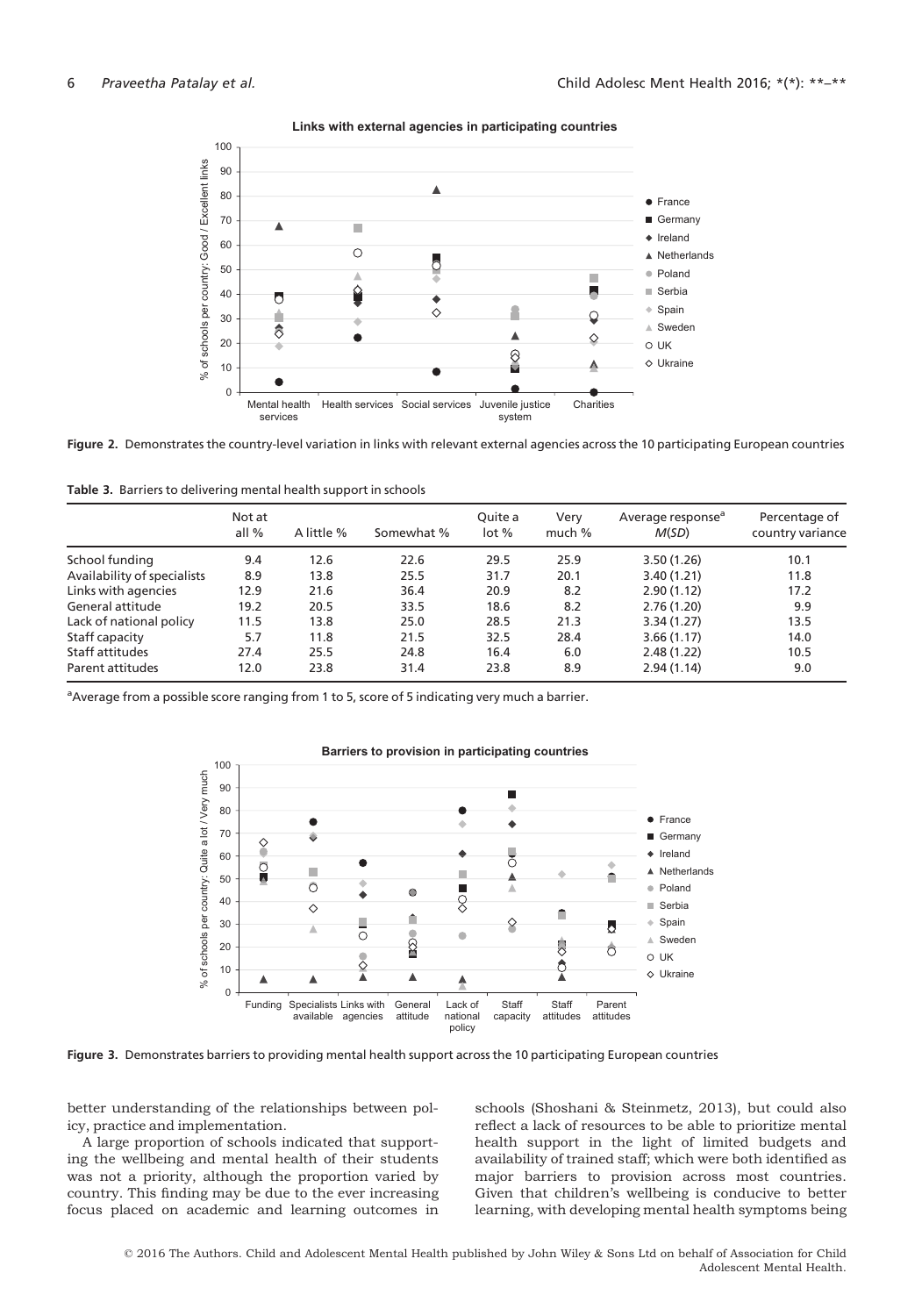**Figure 2.** Demonstrates the country-level variation in links with relevant external agencies across the 10 participating European countries

**Table 3.** Barriers to delivering mental health support in schools

| | Not at all % | A little % | Somewhat % | Quite a lot % | Very much % | Average response[a] M(SD) | Percentage of country variance |
|---|---|---|---|---|---|---|---|
| School funding | 9.4 | 12.6 | 22.6 | 29.5 | 25.9 | 3.50 (1.26) | 10.1 |
| Availability of specialists | 8.9 | 13.8 | 25.5 | 31.7 | 20.1 | 3.40 (1.21) | 11.8 |
| Links with agencies | 12.9 | 21.6 | 36.4 | 20.9 | 8.2 | 2.90 (1.12) | 17.2 |
| General attitude | 19.2 | 20.5 | 33.5 | 18.6 | 8.2 | 2.76 (1.20) | 9.9 |
| Lack of national policy | 11.5 | 13.8 | 25.0 | 28.5 | 21.3 | 3.34 (1.27) | 13.5 |
| Staff capacity | 5.7 | 11.8 | 21.5 | 32.5 | 28.4 | 3.66 (1.17) | 14.0 |
| Staff attitudes | 27.4 | 25.5 | 24.8 | 16.4 | 6.0 | 2.48 (1.22) | 10.5 |
| Parent attitudes | 12.0 | 23.8 | 31.4 | 23.8 | 8.9 | 2.94 (1.14) | 9.0 |

[a]Average from a possible score ranging from 1 to 5, score of 5 indicating very much a barrier.

**Figure 3.** Demonstrates barriers to providing mental health support across the 10 participating European countries

better understanding of the relationships between policy, practice and implementation.

A large proportion of schools indicated that supporting the wellbeing and mental health of their students was not a priority, although the proportion varied by country. This finding may be due to the ever increasing focus placed on academic and learning outcomes in schools (Shoshani & Steinmetz, 2013), but could also reflect a lack of resources to be able to prioritize mental health support in the light of limited budgets and availability of trained staff; which were both identified as major barriers to provision across most countries. Given that children's wellbeing is conducive to better learning, with developing mental health symptoms being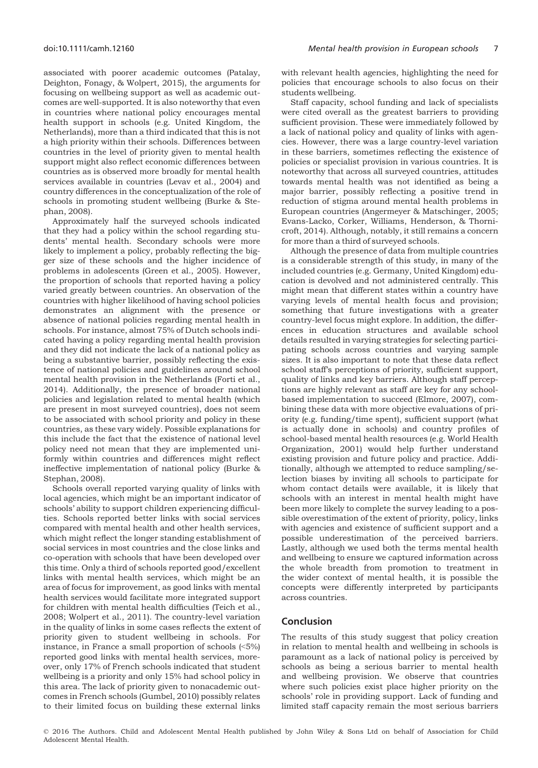associated with poorer academic outcomes (Patalay, Deighton, Fonagy, & Wolpert, 2015), the arguments for focusing on wellbeing support as well as academic outcomes are well-supported. It is also noteworthy that even in countries where national policy encourages mental health support in schools (e.g. United Kingdom, the Netherlands), more than a third indicated that this is not a high priority within their schools. Differences between countries in the level of priority given to mental health support might also reflect economic differences between countries as is observed more broadly for mental health services available in countries (Levav et al., 2004) and country differences in the conceptualization of the role of schools in promoting student wellbeing (Burke & Stephan, 2008).

Approximately half the surveyed schools indicated that they had a policy within the school regarding students' mental health. Secondary schools were more likely to implement a policy, probably reflecting the bigger size of these schools and the higher incidence of problems in adolescents (Green et al., 2005). However, the proportion of schools that reported having a policy varied greatly between countries. An observation of the countries with higher likelihood of having school policies demonstrates an alignment with the presence or absence of national policies regarding mental health in schools. For instance, almost 75% of Dutch schools indicated having a policy regarding mental health provision and they did not indicate the lack of a national policy as being a substantive barrier, possibly reflecting the existence of national policies and guidelines around school mental health provision in the Netherlands (Forti et al., 2014). Additionally, the presence of broader national policies and legislation related to mental health (which are present in most surveyed countries), does not seem to be associated with school priority and policy in these countries, as these vary widely. Possible explanations for this include the fact that the existence of national level policy need not mean that they are implemented uniformly within countries and differences might reflect ineffective implementation of national policy (Burke & Stephan, 2008).

Schools overall reported varying quality of links with local agencies, which might be an important indicator of schools' ability to support children experiencing difficulties. Schools reported better links with social services compared with mental health and other health services, which might reflect the longer standing establishment of social services in most countries and the close links and co-operation with schools that have been developed over this time. Only a third of schools reported good/excellent links with mental health services, which might be an area of focus for improvement, as good links with mental health services would facilitate more integrated support for children with mental health difficulties (Teich et al., 2008; Wolpert et al., 2011). The country-level variation in the quality of links in some cases reflects the extent of priority given to student wellbeing in schools. For instance, in France a small proportion of schools (<5%) reported good links with mental health services, moreover, only 17% of French schools indicated that student wellbeing is a priority and only 15% had school policy in this area. The lack of priority given to nonacademic outcomes in French schools (Gumbel, 2010) possibly relates to their limited focus on building these external links with relevant health agencies, highlighting the need for policies that encourage schools to also focus on their students wellbeing.

Staff capacity, school funding and lack of specialists were cited overall as the greatest barriers to providing sufficient provision. These were immediately followed by a lack of national policy and quality of links with agencies. However, there was a large country-level variation in these barriers, sometimes reflecting the existence of policies or specialist provision in various countries. It is noteworthy that across all surveyed countries, attitudes towards mental health was not identified as being a major barrier, possibly reflecting a positive trend in reduction of stigma around mental health problems in European countries (Angermeyer & Matschinger, 2005; Evans-Lacko, Corker, Williams, Henderson, & Thornicroft, 2014). Although, notably, it still remains a concern for more than a third of surveyed schools.

Although the presence of data from multiple countries is a considerable strength of this study, in many of the included countries (e.g. Germany, United Kingdom) education is devolved and not administered centrally. This might mean that different states within a country have varying levels of mental health focus and provision; something that future investigations with a greater country-level focus might explore. In addition, the differences in education structures and available school details resulted in varying strategies for selecting participating schools across countries and varying sample sizes. It is also important to note that these data reflect school staff's perceptions of priority, sufficient support, quality of links and key barriers. Although staff perceptions are highly relevant as staff are key for any school-based implementation to succeed (Elmore, 2007), combining these data with more objective evaluations of priority (e.g. funding/time spent), sufficient support (what is actually done in schools) and country profiles of school-based mental health resources (e.g. World Health Organization, 2001) would help further understand existing provision and future policy and practice. Additionally, although we attempted to reduce sampling/selection biases by inviting all schools to participate for whom contact details were available, it is likely that schools with an interest in mental health might have been more likely to complete the survey leading to a possible overestimation of the extent of priority, policy, links with agencies and existence of sufficient support and a possible underestimation of the perceived barriers. Lastly, although we used both the terms mental health and wellbeing to ensure we captured information across the whole breadth from promotion to treatment in the wider context of mental health, it is possible the concepts were differently interpreted by participants across countries.

## Conclusion

The results of this study suggest that policy creation in relation to mental health and wellbeing in schools is paramount as a lack of national policy is perceived by schools as being a serious barrier to mental health and wellbeing provision. We observe that countries where such policies exist place higher priority on the schools' role in providing support. Lack of funding and limited staff capacity remain the most serious barriers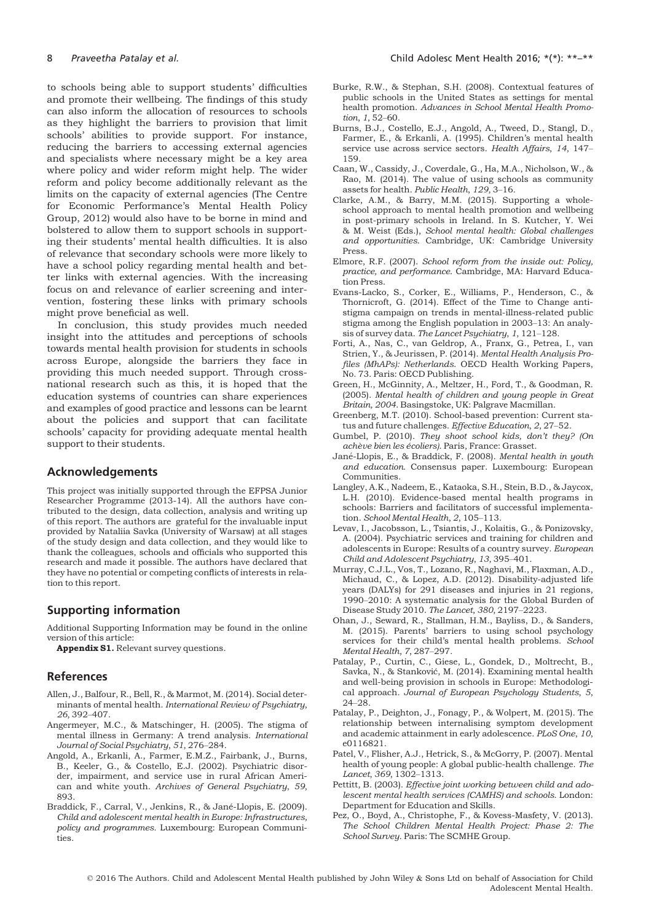to schools being able to support students' difficulties and promote their wellbeing. The findings of this study can also inform the allocation of resources to schools as they highlight the barriers to provision that limit schools' abilities to provide support. For instance, reducing the barriers to accessing external agencies and specialists where necessary might be a key area where policy and wider reform might help. The wider reform and policy become additionally relevant as the limits on the capacity of external agencies (The Centre for Economic Performance's Mental Health Policy Group, 2012) would also have to be borne in mind and bolstered to allow them to support schools in supporting their students' mental health difficulties. It is also of relevance that secondary schools were more likely to have a school policy regarding mental health and better links with external agencies. With the increasing focus on and relevance of earlier screening and intervention, fostering these links with primary schools might prove beneficial as well.

In conclusion, this study provides much needed insight into the attitudes and perceptions of schools towards mental health provision for students in schools across Europe, alongside the barriers they face in providing this much needed support. Through cross-national research such as this, it is hoped that the education systems of countries can share experiences and examples of good practice and lessons can be learnt about the policies and support that can facilitate schools' capacity for providing adequate mental health support to their students.

## Acknowledgements

This project was initially supported through the EFPSA Junior Researcher Programme (2013-14). All the authors have contributed to the design, data collection, analysis and writing up of this report. The authors are grateful for the invaluable input provided by Nataliia Savka (University of Warsaw) at all stages of the study design and data collection, and they would like to thank the colleagues, schools and officials who supported this research and made it possible. The authors have declared that they have no potential or competing conflicts of interests in relation to this report.

## Supporting information

Additional Supporting Information may be found in the online version of this article:

**Appendix S1.** Relevant survey questions.

## References

Allen, J., Balfour, R., Bell, R., & Marmot, M. (2014). Social determinants of mental health. *International Review of Psychiatry*, *26*, 392–407.

Angermeyer, M.C., & Matschinger, H. (2005). The stigma of mental illness in Germany: A trend analysis. *International Journal of Social Psychiatry*, *51*, 276–284.

Angold, A., Erkanli, A., Farmer, E.M.Z., Fairbank, J., Burns, B., Keeler, G., & Costello, E.J. (2002). Psychiatric disorder, impairment, and service use in rural African American and white youth. *Archives of General Psychiatry*, *59*, 893.

Braddick, F., Carral, V., Jenkins, R., & Jané-Llopis, E. (2009). *Child and adolescent mental health in Europe: Infrastructures, policy and programmes*. Luxembourg: European Communities.

Burke, R.W., & Stephan, S.H. (2008). Contextual features of public schools in the United States as settings for mental health promotion. *Advances in School Mental Health Promotion*, *1*, 52–60.

Burns, B.J., Costello, E.J., Angold, A., Tweed, D., Stangl, D., Farmer, E., & Erkanli, A. (1995). Children's mental health service use across service sectors. *Health Affairs*, *14*, 147–159.

Caan, W., Cassidy, J., Coverdale, G., Ha, M.A., Nicholson, W., & Rao, M. (2014). The value of using schools as community assets for health. *Public Health*, *129*, 3–16.

Clarke, A.M., & Barry, M.M. (2015). Supporting a whole-school approach to mental health promotion and wellbeing in post-primary schools in Ireland. In S. Kutcher, Y. Wei & M. Weist (Eds.), *School mental health: Global challenges and opportunities*. Cambridge, UK: Cambridge University Press.

Elmore, R.F. (2007). *School reform from the inside out: Policy, practice, and performance*. Cambridge, MA: Harvard Education Press.

Evans-Lacko, S., Corker, E., Williams, P., Henderson, C., & Thornicroft, G. (2014). Effect of the Time to Change anti-stigma campaign on trends in mental-illness-related public stigma among the English population in 2003–13: An analysis of survey data. *The Lancet Psychiatry*, *1*, 121–128.

Forti, A., Nas, C., van Geldrop, A., Franx, G., Petrea, I., van Strien, Y., & Jeurissen, P. (2014). *Mental Health Analysis Profiles (MhAPs): Netherlands*. OECD Health Working Papers, No. 73. Paris: OECD Publishing.

Green, H., McGinnity, A., Meltzer, H., Ford, T., & Goodman, R. (2005). *Mental health of children and young people in Great Britain, 2004*. Basingstoke, UK: Palgrave Macmillan.

Greenberg, M.T. (2010). School-based prevention: Current status and future challenges. *Effective Education*, *2*, 27–52.

Gumbel, P. (2010). *They shoot school kids, don't they? (On achève bien les écoliers)*. Paris, France: Grasset.

Jané-Llopis, E., & Braddick, F. (2008). *Mental health in youth and education*. Consensus paper. Luxembourg: European Communities.

Langley, A.K., Nadeem, E., Kataoka, S.H., Stein, B.D., & Jaycox, L.H. (2010). Evidence-based mental health programs in schools: Barriers and facilitators of successful implementation. *School Mental Health*, *2*, 105–113.

Levav, I., Jacobsson, L., Tsiantis, J., Kolaitis, G., & Ponizovsky, A. (2004). Psychiatric services and training for children and adolescents in Europe: Results of a country survey. *European Child and Adolescent Psychiatry*, *13*, 395–401.

Murray, C.J.L., Vos, T., Lozano, R., Naghavi, M., Flaxman, A.D., Michaud, C., & Lopez, A.D. (2012). Disability-adjusted life years (DALYs) for 291 diseases and injuries in 21 regions, 1990–2010: A systematic analysis for the Global Burden of Disease Study 2010. *The Lancet*, *380*, 2197–2223.

Ohan, J., Seward, R., Stallman, H.M., Bayliss, D., & Sanders, M. (2015). Parents' barriers to using school psychology services for their child's mental health problems. *School Mental Health*, *7*, 287–297.

Patalay, P., Curtin, C., Giese, L., Gondek, D., Moltrecht, B., Savka, N., & Stanković, M. (2014). Examining mental health and well-being provision in schools in Europe: Methodological approach. *Journal of European Psychology Students*, *5*, 24–28.

Patalay, P., Deighton, J., Fonagy, P., & Wolpert, M. (2015). The relationship between internalising symptom development and academic attainment in early adolescence. *PLoS One*, *10*, e0116821.

Patel, V., Flisher, A.J., Hetrick, S., & McGorry, P. (2007). Mental health of young people: A global public-health challenge. *The Lancet*, *369*, 1302–1313.

Pettitt, B. (2003). *Effective joint working between child and adolescent mental health services (CAMHS) and schools*. London: Department for Education and Skills.

Pez, O., Boyd, A., Christophe, F., & Kovess-Masfety, V. (2013). *The School Children Mental Health Project: Phase 2: The School Survey*. Paris: The SCMHE Group.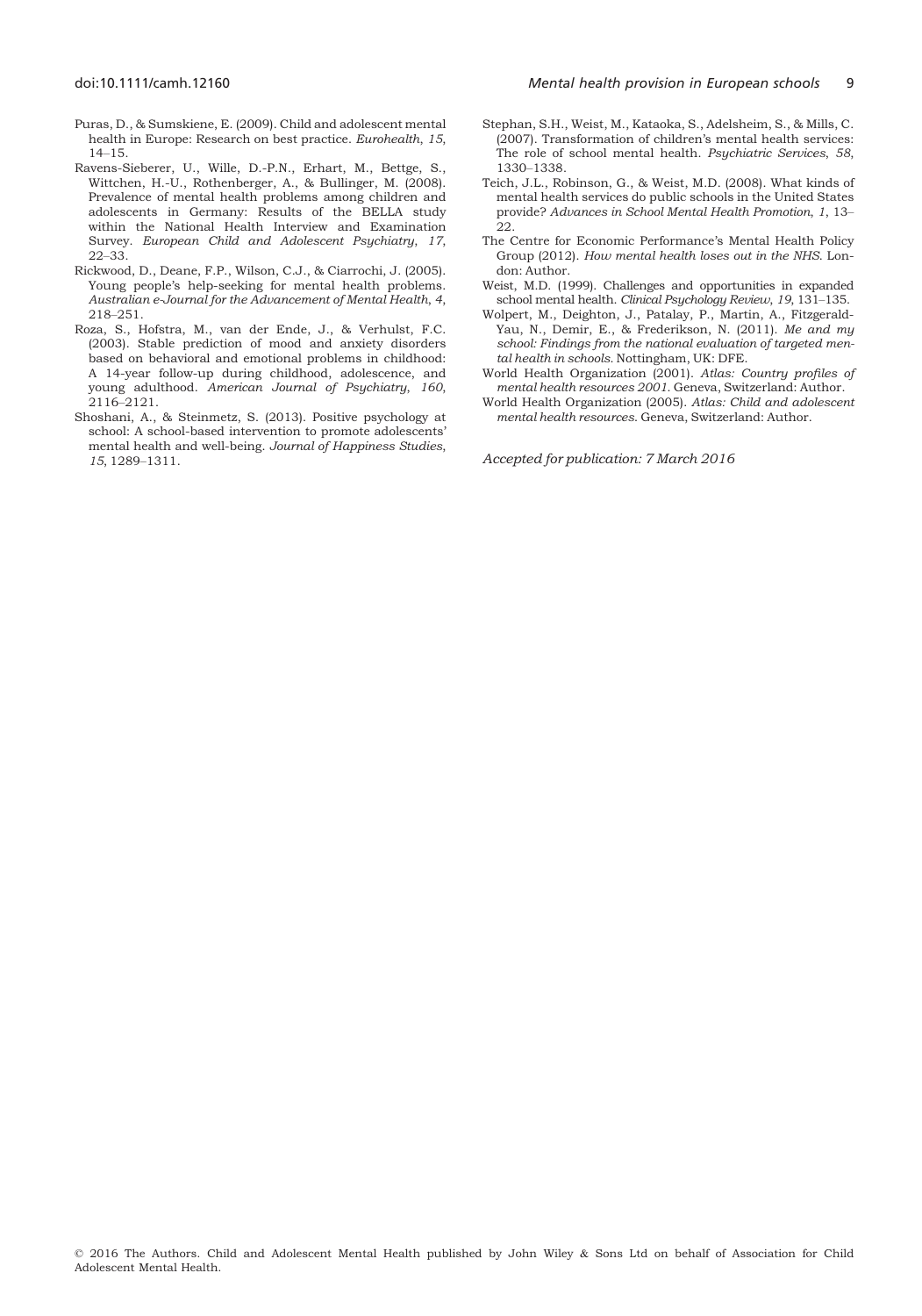Puras, D., & Sumskiene, E. (2009). Child and adolescent mental health in Europe: Research on best practice. *Eurohealth*, *15*, 14–15.

Ravens-Sieberer, U., Wille, D.-P.N., Erhart, M., Bettge, S., Wittchen, H.-U., Rothenberger, A., & Bullinger, M. (2008). Prevalence of mental health problems among children and adolescents in Germany: Results of the BELLA study within the National Health Interview and Examination Survey. *European Child and Adolescent Psychiatry*, *17*, 22–33.

Rickwood, D., Deane, F.P., Wilson, C.J., & Ciarrochi, J. (2005). Young people's help-seeking for mental health problems. *Australian e-Journal for the Advancement of Mental Health*, *4*, 218–251.

Roza, S., Hofstra, M., van der Ende, J., & Verhulst, F.C. (2003). Stable prediction of mood and anxiety disorders based on behavioral and emotional problems in childhood: A 14-year follow-up during childhood, adolescence, and young adulthood. *American Journal of Psychiatry*, *160*, 2116–2121.

Shoshani, A., & Steinmetz, S. (2013). Positive psychology at school: A school-based intervention to promote adolescents' mental health and well-being. *Journal of Happiness Studies*, *15*, 1289–1311.

Stephan, S.H., Weist, M., Kataoka, S., Adelsheim, S., & Mills, C. (2007). Transformation of children's mental health services: The role of school mental health. *Psychiatric Services*, *58*, 1330–1338.

Teich, J.L., Robinson, G., & Weist, M.D. (2008). What kinds of mental health services do public schools in the United States provide? *Advances in School Mental Health Promotion*, *1*, 13–22.

The Centre for Economic Performance's Mental Health Policy Group (2012). *How mental health loses out in the NHS*. London: Author.

Weist, M.D. (1999). Challenges and opportunities in expanded school mental health. *Clinical Psychology Review*, *19*, 131–135.

Wolpert, M., Deighton, J., Patalay, P., Martin, A., Fitzgerald-Yau, N., Demir, E., & Frederikson, N. (2011). *Me and my school: Findings from the national evaluation of targeted mental health in schools*. Nottingham, UK: DFE.

World Health Organization (2001). *Atlas: Country profiles of mental health resources 2001*. Geneva, Switzerland: Author.

World Health Organization (2005). *Atlas: Child and adolescent mental health resources*. Geneva, Switzerland: Author.

*Accepted for publication: 7 March 2016*

© 2016 The Authors. Child and Adolescent Mental Health published by John Wiley & Sons Ltd on behalf of Association for Child Adolescent Mental Health.